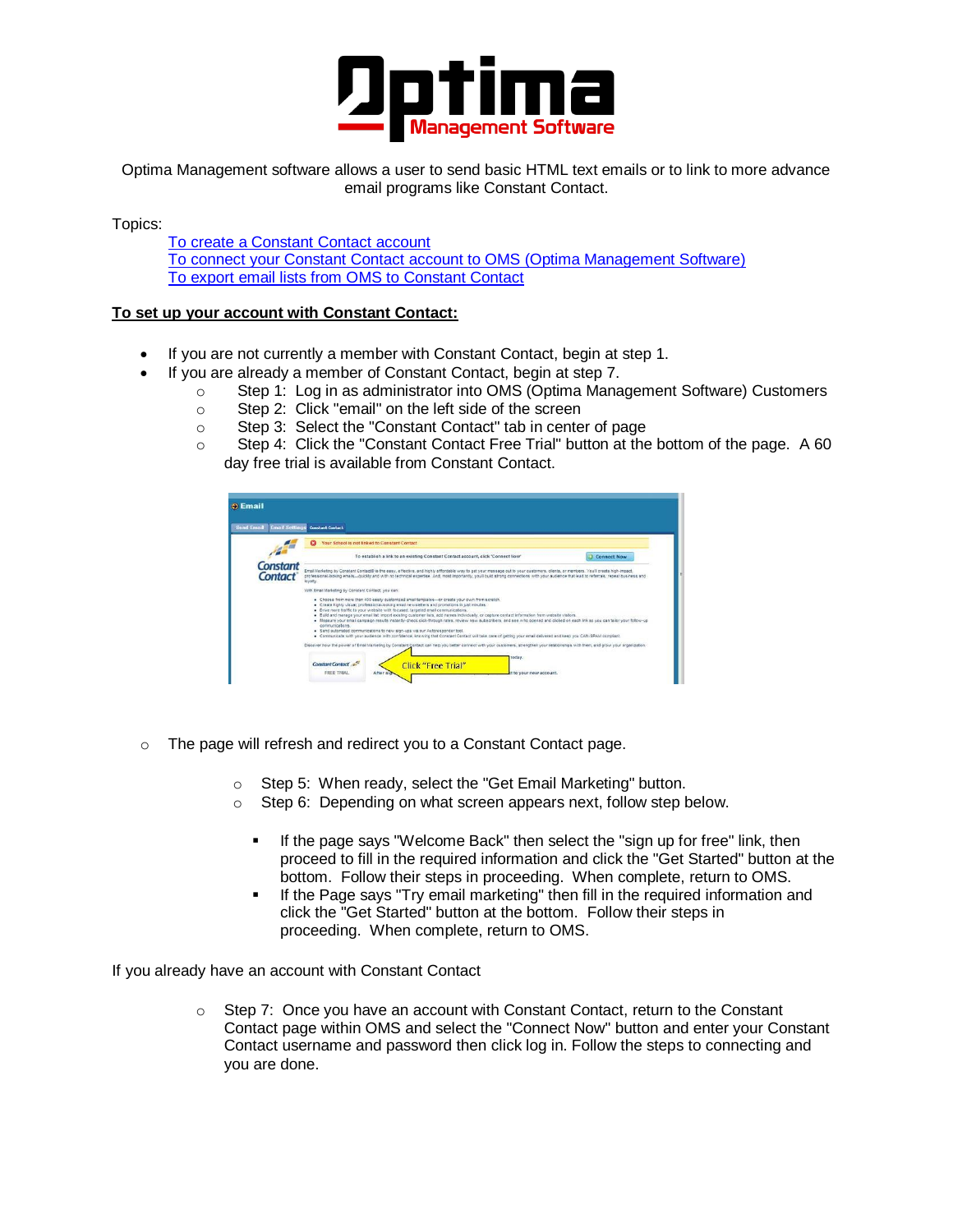Optima Management software allows a user to send basic HTML text emails or to link to more advance email programs like Constant Contact.

Topics:

[To create a Constant Contact account](#)
[To connect your Constant Contact account to OMS (Optima Management Software)](#)
[To export email lists from OMS to Constant Contact](#)

**To set up your account with Constant Contact:**

- If you are not currently a member with Constant Contact, begin at step 1.
- If you are already a member of Constant Contact, begin at step 7.
  - Step 1: Log in as administrator into OMS (Optima Management Software) Customers
  - Step 2: Click "email" on the left side of the screen
  - Step 3: Select the "Constant Contact" tab in center of page
  - Step 4: Click the "Constant Contact Free Trial" button at the bottom of the page. A 60 day free trial is available from Constant Contact.

- The page will refresh and redirect you to a Constant Contact page.
  - Step 5: When ready, select the "Get Email Marketing" button.
  - Step 6: Depending on what screen appears next, follow step below.
    - If the page says "Welcome Back" then select the "sign up for free" link, then proceed to fill in the required information and click the "Get Started" button at the bottom. Follow their steps in proceeding. When complete, return to OMS.
    - If the Page says "Try email marketing" then fill in the required information and click the "Get Started" button at the bottom. Follow their steps in proceeding. When complete, return to OMS.

If you already have an account with Constant Contact

- Step 7: Once you have an account with Constant Contact, return to the Constant Contact page within OMS and select the "Connect Now" button and enter your Constant Contact username and password then click log in. Follow the steps to connecting and you are done.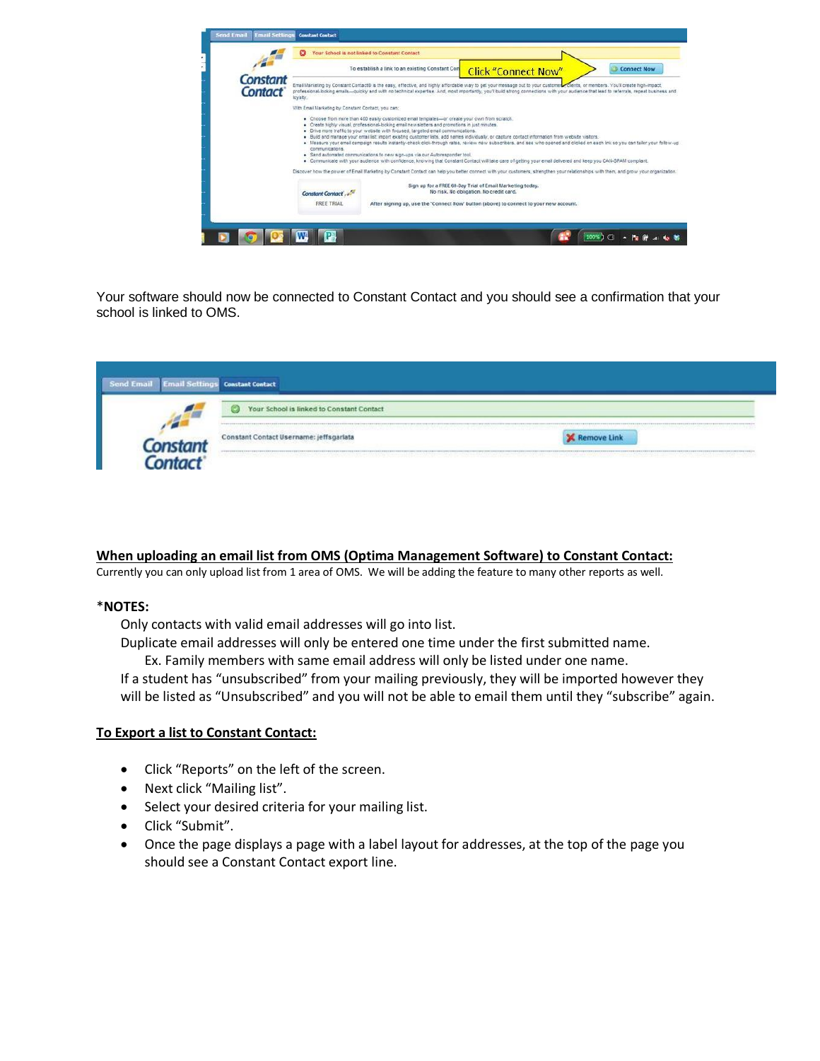Your software should now be connected to Constant Contact and you should see a confirmation that your school is linked to OMS.

**When uploading an email list from OMS (Optima Management Software) to Constant Contact:**

Currently you can only upload list from 1 area of OMS. We will be adding the feature to many other reports as well.

***NOTES:**

Only contacts with valid email addresses will go into list.

Duplicate email addresses will only be entered one time under the first submitted name.

Ex. Family members with same email address will only be listed under one name.

If a student has “unsubscribed” from your mailing previously, they will be imported however they will be listed as “Unsubscribed” and you will not be able to email them until they “subscribe” again.

**To Export a list to Constant Contact:**

- Click “Reports” on the left of the screen.
- Next click “Mailing list”.
- Select your desired criteria for your mailing list.
- Click “Submit”.
- Once the page displays a page with a label layout for addresses, at the top of the page you should see a Constant Contact export line.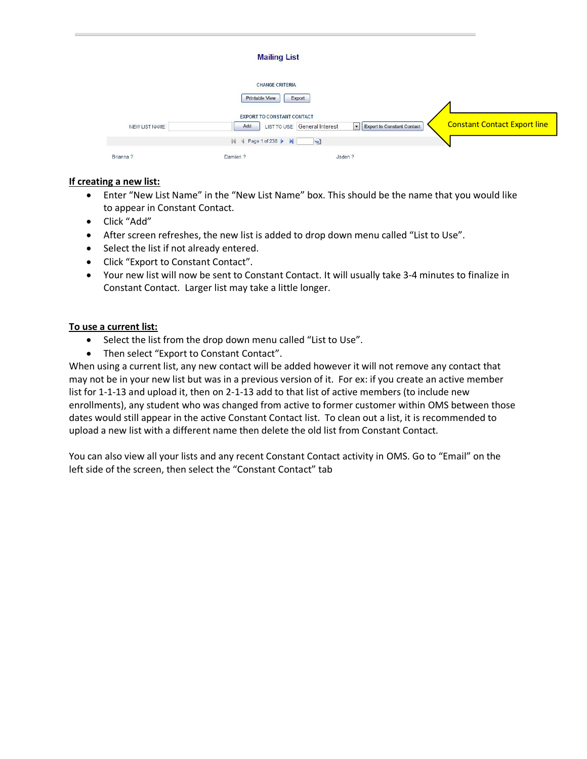Mailing List

CHANGE CRITERIA

Printable View | Export

EXPORT TO CONSTANT CONTACT

NEW LIST NAME: | Add | LIST TO USE: General Interest | Export to Constant Contact

Constant Contact Export line

Page 1 of 238

Brianna ? Damien ? Jaden ?

**If creating a new list:**

- Enter “New List Name” in the “New List Name” box. This should be the name that you would like to appear in Constant Contact.
- Click “Add”
- After screen refreshes, the new list is added to drop down menu called “List to Use”.
- Select the list if not already entered.
- Click “Export to Constant Contact”.
- Your new list will now be sent to Constant Contact. It will usually take 3-4 minutes to finalize in Constant Contact. Larger list may take a little longer.

**To use a current list:**

- Select the list from the drop down menu called “List to Use”.
- Then select “Export to Constant Contact”.

When using a current list, any new contact will be added however it will not remove any contact that may not be in your new list but was in a previous version of it. For ex: if you create an active member list for 1-1-13 and upload it, then on 2-1-13 add to that list of active members (to include new enrollments), any student who was changed from active to former customer within OMS between those dates would still appear in the active Constant Contact list. To clean out a list, it is recommended to upload a new list with a different name then delete the old list from Constant Contact.

You can also view all your lists and any recent Constant Contact activity in OMS. Go to “Email” on the left side of the screen, then select the “Constant Contact” tab